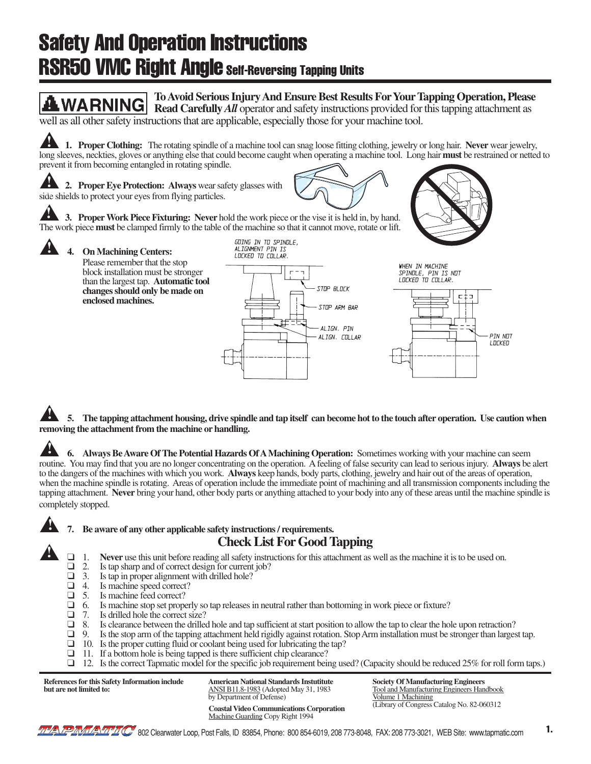# Safety And Operation Instructions

# RSR50 VMC Right Angle Self-Reversing Tapping Units

**WARNING** **To Avoid Serious Injury And Ensure Best Results For Your Tapping Operation, Please Read Carefully *All*** operator and safety instructions provided for this tapping attachment as well as all other safety instructions that are applicable, especially those for your machine tool.

**1. Proper Clothing:** The rotating spindle of a machine tool can snag loose fitting clothing, jewelry or long hair. **Never** wear jewelry, long sleeves, neckties, gloves or anything else that could become caught when operating a machine tool. Long hair **must** be restrained or netted to prevent it from becoming entangled in rotating spindle.

**2. Proper Eye Protection: Always** wear safety glasses with side shields to protect your eyes from flying particles.

**3. Proper Work Piece Fixturing: Never** hold the work piece or the vise it is held in, by hand. The work piece **must** be clamped firmly to the table of the machine so that it cannot move, rotate or lift.

**4. On Machining Centers:**
Please remember that the stop block installation must be stronger than the largest tap. **Automatic tool changes should only be made on enclosed machines.**

GOING IN TO SPINDLE, ALIGNMENT PIN IS LOCKED TO COLLAR.

STOP BLOCK

STOP ARM BAR

ALIGN. PIN

ALIGN. COLLAR

WHEN IN MACHINE SPINDLE, PIN IS NOT LOCKED TO COLLAR.

PIN NOT LOCKED

**5. The tapping attachment housing, drive spindle and tap itself can become hot to the touch after operation. Use caution when removing the attachment from the machine or handling.**

**6. Always Be Aware Of The Potential Hazards Of A Machining Operation:** Sometimes working with your machine can seem routine. You may find that you are no longer concentrating on the operation. A feeling of false security can lead to serious injury. **Always** be alert to the dangers of the machines with which you work. **Always** keep hands, body parts, clothing, jewelry and hair out of the areas of operation, when the machine spindle is rotating. Areas of operation include the immediate point of machining and all transmission components including the tapping attachment. **Never** bring your hand, other body parts or anything attached to your body into any of these areas until the machine spindle is completely stopped.

**7. Be aware of any other applicable safety instructions / requirements.**

## Check List For Good Tapping

- ❑ 1. **Never** use this unit before reading all safety instructions for this attachment as well as the machine it is to be used on.
- ❑ 2. Is tap sharp and of correct design for current job?
- ❑ 3. Is tap in proper alignment with drilled hole?
- ❑ 4. Is machine speed correct?
- ❑ 5. Is machine feed correct?
- ❑ 6. Is machine stop set properly so tap releases in neutral rather than bottoming in work piece or fixture?
- ❑ 7. Is drilled hole the correct size?
- ❑ 8. Is clearance between the drilled hole and tap sufficient at start position to allow the tap to clear the hole upon retraction?
- ❑ 9. Is the stop arm of the tapping attachment held rigidly against rotation. Stop Arm installation must be stronger than largest tap.
- ❑ 10. Is the proper cutting fluid or coolant being used for lubricating the tap?
- ❑ 11. If a bottom hole is being tapped is there sufficient chip clearance?
- ❑ 12. Is the correct Tapmatic model for the specific job requirement being used? (Capacity should be reduced 25% for roll form taps.)

**References for this Safety Information include but are not limited to:**

**American National Standards Instutitute**
ANSI B11.8-1983 (Adopted May 31, 1983 by Department of Defense)

**Coastal Video Communications Corporation**
Machine Guarding Copy Right 1994

**Society Of Manufacturing Engineers**
Tool and Manufacturing Engineers Handbook Volume 1 Machining
(Library of Congress Catalog No. 82-060312

TAPMATIC 802 Clearwater Loop, Post Falls, ID 83854, Phone: 800 854-6019, 208 773-8048, FAX: 208 773-3021, WEB Site: www.tapmatic.com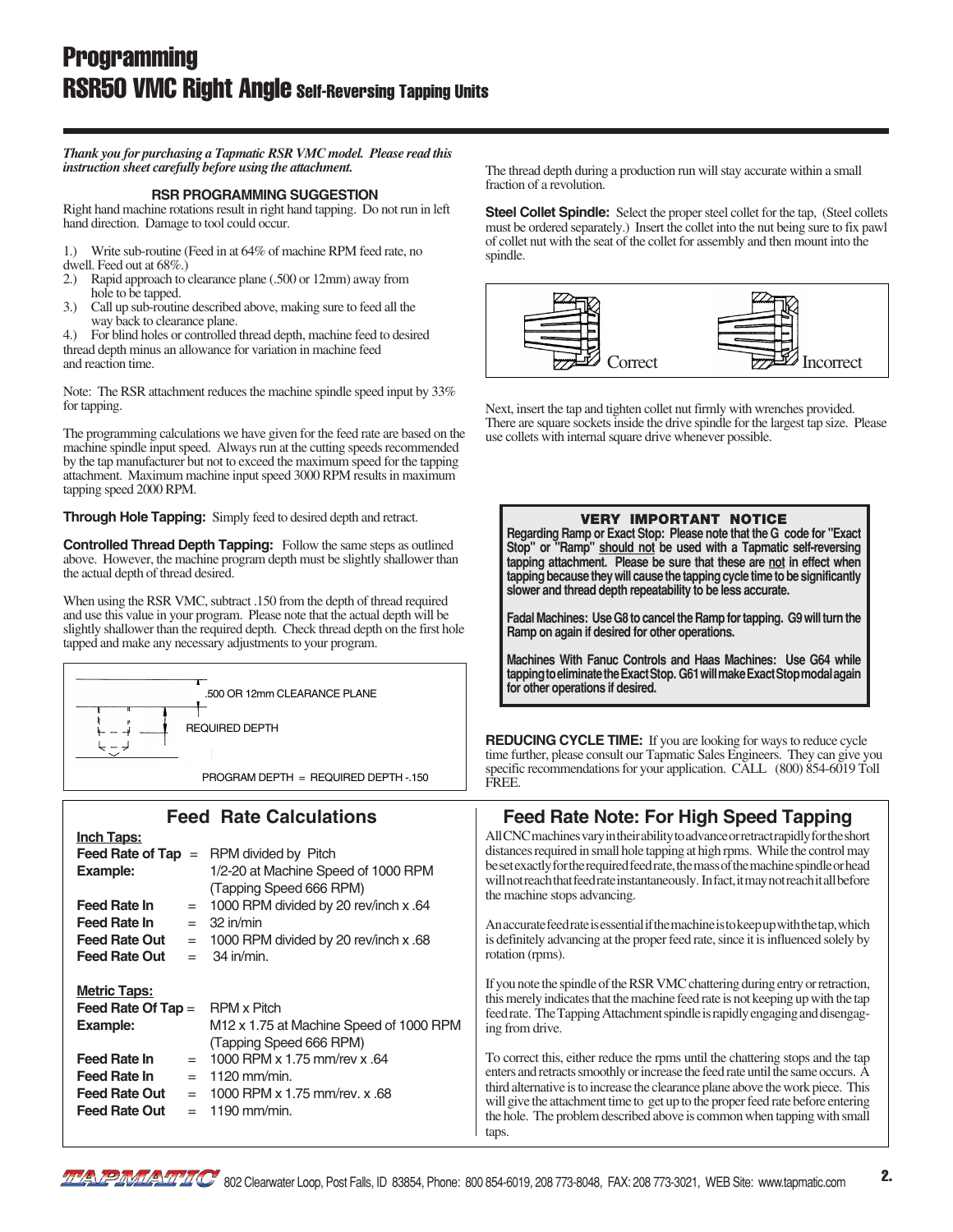# Programming
# RSR50 VMC Right Angle Self-Reversing Tapping Units

***Thank you for purchasing a Tapmatic RSR VMC model. Please read this instruction sheet carefully before using the attachment.***

### RSR PROGRAMMING SUGGESTION

Right hand machine rotations result in right hand tapping. Do not run in left hand direction. Damage to tool could occur.

1.) Write sub-routine (Feed in at 64% of machine RPM feed rate, no dwell. Feed out at 68%.)
2.) Rapid approach to clearance plane (.500 or 12mm) away from hole to be tapped.
3.) Call up sub-routine described above, making sure to feed all the way back to clearance plane.
4.) For blind holes or controlled thread depth, machine feed to desired thread depth minus an allowance for variation in machine feed and reaction time.

Note: The RSR attachment reduces the machine spindle speed input by 33% for tapping.

The programming calculations we have given for the feed rate are based on the machine spindle input speed. Always run at the cutting speeds recommended by the tap manufacturer but not to exceed the maximum speed for the tapping attachment. Maximum machine input speed 3000 RPM results in maximum tapping speed 2000 RPM.

**Through Hole Tapping:** Simply feed to desired depth and retract.

**Controlled Thread Depth Tapping:** Follow the same steps as outlined above. However, the machine program depth must be slightly shallower than the actual depth of thread desired.

When using the RSR VMC, subtract .150 from the depth of thread required and use this value in your program. Please note that the actual depth will be slightly shallower than the required depth. Check thread depth on the first hole tapped and make any necessary adjustments to your program.

.500 OR 12mm CLEARANCE PLANE

REQUIRED DEPTH

PROGRAM DEPTH = REQUIRED DEPTH -.150

The thread depth during a production run will stay accurate within a small fraction of a revolution.

**Steel Collet Spindle:** Select the proper steel collet for the tap, (Steel collets must be ordered separately.) Insert the collet into the nut being sure to fix pawl of collet nut with the seat of the collet for assembly and then mount into the spindle.

Correct Incorrect

Next, insert the tap and tighten collet nut firmly with wrenches provided. There are square sockets inside the drive spindle for the largest tap size. Please use collets with internal square drive whenever possible.

> **VERY IMPORTANT NOTICE**
>
> **Regarding Ramp or Exact Stop: Please note that the G code for "Exact Stop" or "Ramp" should not be used with a Tapmatic self-reversing tapping attachment. Please be sure that these are not in effect when tapping because they will cause the tapping cycle time to be significantly slower and thread depth repeatability to be less accurate.**
>
> **Fadal Machines: Use G8 to cancel the Ramp for tapping. G9 will turn the Ramp on again if desired for other operations.**
>
> **Machines With Fanuc Controls and Haas Machines: Use G64 while tapping to eliminate the Exact Stop. G61 will make Exact Stop modal again for other operations if desired.**

**REDUCING CYCLE TIME:** If you are looking for ways to reduce cycle time further, please consult our Tapmatic Sales Engineers. They can give you specific recommendations for your application. CALL (800) 854-6019 Toll FREE.

## Feed Rate Calculations

**Inch Taps:**

| | | |
|---|---|---|
| **Feed Rate of Tap** | = | RPM divided by Pitch |
| **Example:** | | 1/2-20 at Machine Speed of 1000 RPM (Tapping Speed 666 RPM) |
| **Feed Rate In** | = | 1000 RPM divided by 20 rev/inch x .64 |
| **Feed Rate In** | = | 32 in/min |
| **Feed Rate Out** | = | 1000 RPM divided by 20 rev/inch x .68 |
| **Feed Rate Out** | = | 34 in/min. |

**Metric Taps:**

| | | |
|---|---|---|
| **Feed Rate Of Tap** | = | RPM x Pitch |
| **Example:** | | M12 x 1.75 at Machine Speed of 1000 RPM (Tapping Speed 666 RPM) |
| **Feed Rate In** | = | 1000 RPM x 1.75 mm/rev x .64 |
| **Feed Rate In** | = | 1120 mm/min. |
| **Feed Rate Out** | = | 1000 RPM x 1.75 mm/rev. x .68 |
| **Feed Rate Out** | = | 1190 mm/min. |

## Feed Rate Note: For High Speed Tapping

All CNC machines vary in their ability to advance or retract rapidly for the short distances required in small hole tapping at high rpms. While the control may be set exactly for the required feed rate, the mass of the machine spindle or head will not reach that feed rate instantaneously. In fact, it may not reach it all before the machine stops advancing.

An accurate feed rate is essential if the machine is to keep up with the tap, which is definitely advancing at the proper feed rate, since it is influenced solely by rotation (rpms).

If you note the spindle of the RSR VMC chattering during entry or retraction, this merely indicates that the machine feed rate is not keeping up with the tap feed rate. The Tapping Attachment spindle is rapidly engaging and disengaging from drive.

To correct this, either reduce the rpms until the chattering stops and the tap enters and retracts smoothly or increase the feed rate until the same occurs. A third alternative is to increase the clearance plane above the work piece. This will give the attachment time to get up to the proper feed rate before entering the hole. The problem described above is common when tapping with small taps.

TAPMATIC 802 Clearwater Loop, Post Falls, ID 83854, Phone: 800 854-6019, 208 773-8048, FAX: 208 773-3021, WEB Site: www.tapmatic.com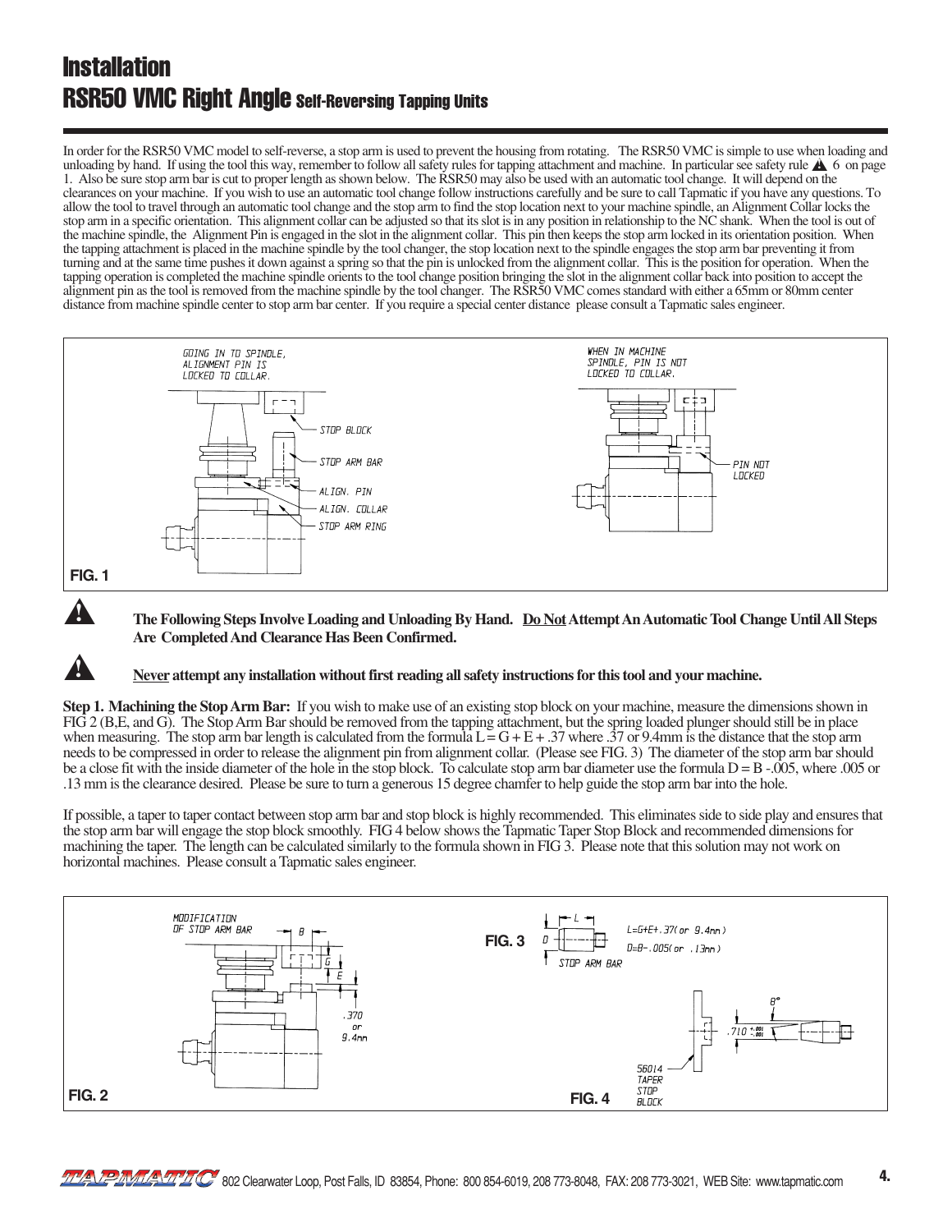# Installation

## RSR50 VMC Right Angle Self-Reversing Tapping Units

In order for the RSR50 VMC model to self-reverse, a stop arm is used to prevent the housing from rotating. The RSR50 VMC is simple to use when loading and unloading by hand. If using the tool this way, remember to follow all safety rules for tapping attachment and machine. In particular see safety rule ⚠ 6 on page 1. Also be sure stop arm bar is cut to proper length as shown below. The RSR50 may also be used with an automatic tool change. It will depend on the clearances on your machine. If you wish to use an automatic tool change follow instructions carefully and be sure to call Tapmatic if you have any questions. To allow the tool to travel through an automatic tool change and the stop arm to find the stop location next to your machine spindle, an Alignment Collar locks the stop arm in a specific orientation. This alignment collar can be adjusted so that its slot is in any position in relationship to the NC shank. When the tool is out of the machine spindle, the Alignment Pin is engaged in the slot in the alignment collar. This pin then keeps the stop arm locked in its orientation position. When the tapping attachment is placed in the machine spindle by the tool changer, the stop location next to the spindle engages the stop arm bar preventing it from turning and at the same time pushes it down against a spring so that the pin is unlocked from the alignment collar. This is the position for operation. When the tapping operation is completed the machine spindle orients to the tool change position bringing the slot in the alignment collar back into position to accept the alignment pin as the tool is removed from the machine spindle by the tool changer. The RSR50 VMC comes standard with either a 65mm or 80mm center distance from machine spindle center to stop arm bar center. If you require a special center distance please consult a Tapmatic sales engineer.

GOING IN TO SPINDLE, ALIGNMENT PIN IS LOCKED TO COLLAR.

STOP BLOCK
STOP ARM BAR
ALIGN. PIN
ALIGN. COLLAR
STOP ARM RING

WHEN IN MACHINE SPINDLE, PIN IS NOT LOCKED TO COLLAR.

PIN NOT LOCKED

**FIG. 1**

⚠ **The Following Steps Involve Loading and Unloading By Hand. Do Not Attempt An Automatic Tool Change Until All Steps Are Completed And Clearance Has Been Confirmed.**

⚠ **Never attempt any installation without first reading all safety instructions for this tool and your machine.**

**Step 1. Machining the Stop Arm Bar:** If you wish to make use of an existing stop block on your machine, measure the dimensions shown in FIG 2 (B,E, and G). The Stop Arm Bar should be removed from the tapping attachment, but the spring loaded plunger should still be in place when measuring. The stop arm bar length is calculated from the formula $L = G + E + .37$ where .37 or 9.4mm is the distance that the stop arm needs to be compressed in order to release the alignment pin from alignment collar. (Please see FIG. 3) The diameter of the stop arm bar should be a close fit with the inside diameter of the hole in the stop block. To calculate stop arm bar diameter use the formula $D = B - .005$, where .005 or .13 mm is the clearance desired. Please be sure to turn a generous 15 degree chamfer to help guide the stop arm bar into the hole.

If possible, a taper to taper contact between stop arm bar and stop block is highly recommended. This eliminates side to side play and ensures that the stop arm bar will engage the stop block smoothly. FIG 4 below shows the Tapmatic Taper Stop Block and recommended dimensions for machining the taper. The length can be calculated similarly to the formula shown in FIG 3. Please note that this solution may not work on horizontal machines. Please consult a Tapmatic sales engineer.

MODIFICATION OF STOP ARM BAR

B G E .370 or 9.4mm

**FIG. 2**

**FIG. 3**

L D STOP ARM BAR

L=G+E+.37(or 9.4mm)
D=B-.005(or .13mm)

8°
.710 +.001/-.001

56014 TAPER STOP BLOCK

**FIG. 4**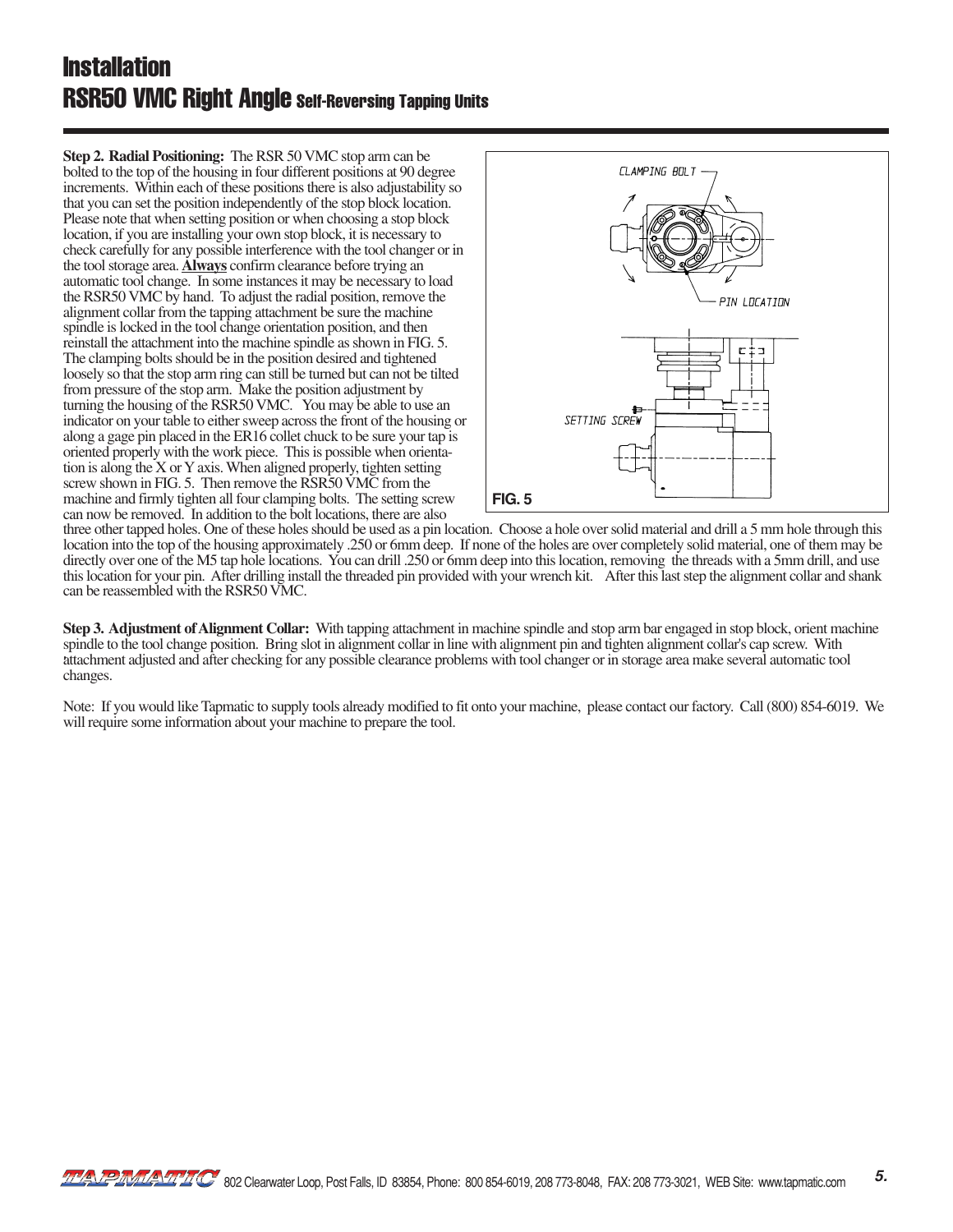# Installation

## RSR50 VMC Right Angle Self-Reversing Tapping Units

**Step 2. Radial Positioning:** The RSR 50 VMC stop arm can be bolted to the top of the housing in four different positions at 90 degree increments. Within each of these positions there is also adjustability so that you can set the position independently of the stop block location. Please note that when setting position or when choosing a stop block location, if you are installing your own stop block, it is necessary to check carefully for any possible interference with the tool changer or in the tool storage area. **Always** confirm clearance before trying an automatic tool change. In some instances it may be necessary to load the RSR50 VMC by hand. To adjust the radial position, remove the alignment collar from the tapping attachment be sure the machine spindle is locked in the tool change orientation position, and then reinstall the attachment into the machine spindle as shown in FIG. 5. The clamping bolts should be in the position desired and tightened loosely so that the stop arm ring can still be turned but can not be tilted from pressure of the stop arm. Make the position adjustment by turning the housing of the RSR50 VMC. You may be able to use an indicator on your table to either sweep across the front of the housing or along a gage pin placed in the ER16 collet chuck to be sure your tap is oriented properly with the work piece. This is possible when orientation is along the X or Y axis. When aligned properly, tighten setting screw shown in FIG. 5. Then remove the RSR50 VMC from the machine and firmly tighten all four clamping bolts. The setting screw can now be removed. In addition to the bolt locations, there are also three other tapped holes. One of these holes should be used as a pin location. Choose a hole over solid material and drill a 5 mm hole through this location into the top of the housing approximately .250 or 6mm deep. If none of the holes are over completely solid material, one of them may be directly over one of the M5 tap hole locations. You can drill .250 or 6mm deep into this location, removing the threads with a 5mm drill, and use this location for your pin. After drilling install the threaded pin provided with your wrench kit. After this last step the alignment collar and shank can be reassembled with the RSR50 VMC.

CLAMPING BOLT

PIN LOCATION

SETTING SCREW

**FIG. 5**

**Step 3. Adjustment of Alignment Collar:** With tapping attachment in machine spindle and stop arm bar engaged in stop block, orient machine spindle to the tool change position. Bring slot in alignment collar in line with alignment pin and tighten alignment collar's cap screw. With attachment adjusted and after checking for any possible clearance problems with tool changer or in storage area make several automatic tool changes.

Note: If you would like Tapmatic to supply tools already modified to fit onto your machine, please contact our factory. Call (800) 854-6019. We will require some information about your machine to prepare the tool.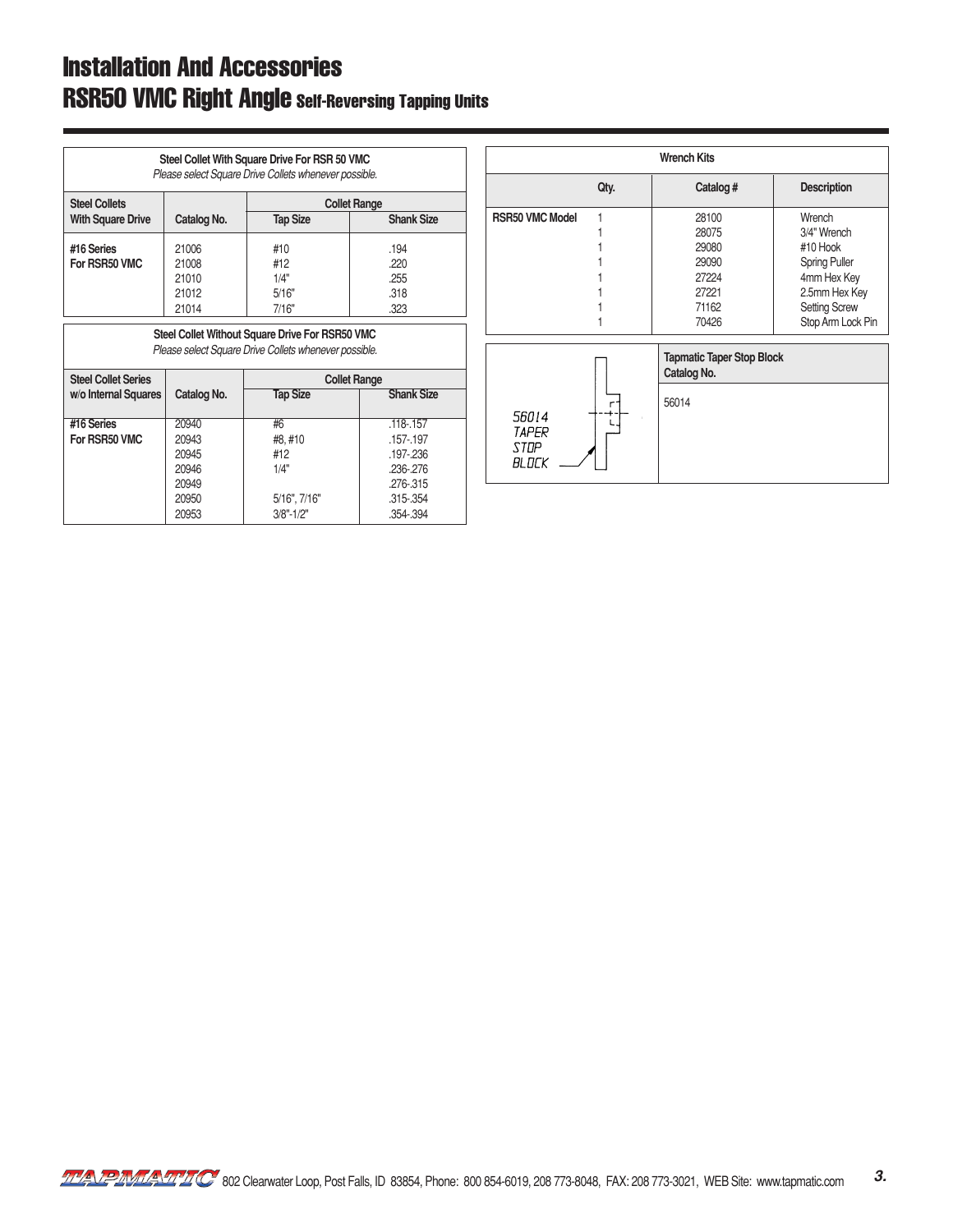# Installation And Accessories

## RSR50 VMC Right Angle Self-Reversing Tapping Units

**Steel Collet With Square Drive For RSR 50 VMC**

*Please select Square Drive Collets whenever possible.*

| Steel Collets With Square Drive | Catalog No. | Collet Range | |
|---|---|---|---|
| | | Tap Size | Shank Size |
| #16 Series For RSR50 VMC | 21006 | #10 | .194 |
| | 21008 | #12 | .220 |
| | 21010 | 1/4" | .255 |
| | 21012 | 5/16" | .318 |
| | 21014 | 7/16" | .323 |

**Steel Collet Without Square Drive For RSR50 VMC**

*Please select Square Drive Collets whenever possible.*

| Steel Collet Series w/o Internal Squares | Catalog No. | Collet Range | |
|---|---|---|---|
| | | Tap Size | Shank Size |
| #16 Series For RSR50 VMC | 20940 | #6 | .118-.157 |
| | 20943 | #8, #10 | .157-.197 |
| | 20945 | #12 | .197-.236 |
| | 20946 | 1/4" | .236-.276 |
| | 20949 | | .276-.315 |
| | 20950 | 5/16", 7/16" | .315-.354 |
| | 20953 | 3/8"-1/2" | .354-.394 |

**Wrench Kits**

| | Qty. | Catalog # | Description |
|---|---|---|---|
| RSR50 VMC Model | 1 | 28100 | Wrench |
| | 1 | 28075 | 3/4" Wrench |
| | 1 | 29080 | #10 Hook |
| | 1 | 29090 | Spring Puller |
| | 1 | 27224 | 4mm Hex Key |
| | 1 | 27221 | 2.5mm Hex Key |
| | 1 | 71162 | Setting Screw |
| | 1 | 70426 | Stop Arm Lock Pin |

56014 TAPER STOP BLOCK

| Tapmatic Taper Stop Block Catalog No. |
|---|
| 56014 |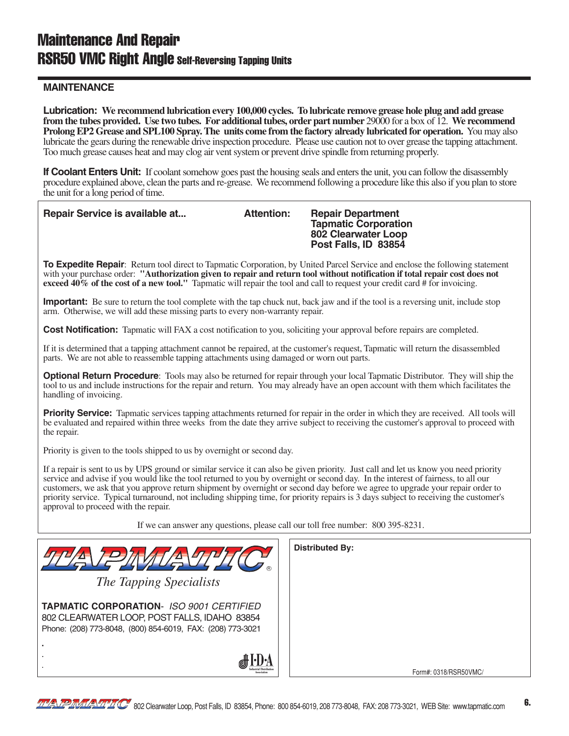# Maintenance And Repair

## RSR50 VMC Right Angle Self-Reversing Tapping Units

### MAINTENANCE

**Lubrication: We recommend lubrication every 100,000 cycles. To lubricate remove grease hole plug and add grease from the tubes provided. Use two tubes. For additional tubes, order part number** 29000 for a box of 12. **We recommend Prolong EP2 Grease and SPL100 Spray. The units come from the factory already lubricated for operation.** You may also lubricate the gears during the renewable drive inspection procedure. Please use caution not to over grease the tapping attachment. Too much grease causes heat and may clog air vent system or prevent drive spindle from returning properly.

**If Coolant Enters Unit:** If coolant somehow goes past the housing seals and enters the unit, you can follow the disassembly procedure explained above, clean the parts and re-grease. We recommend following a procedure like this also if you plan to store the unit for a long period of time.

**Repair Service is available at...** **Attention:** **Repair Department**
**Tapmatic Corporation**
**802 Clearwater Loop**
**Post Falls, ID 83854**

**To Expedite Repair**: Return tool direct to Tapmatic Corporation, by United Parcel Service and enclose the following statement with your purchase order: **"Authorization given to repair and return tool without notification if total repair cost does not exceed 40% of the cost of a new tool."** Tapmatic will repair the tool and call to request your credit card # for invoicing.

**Important:** Be sure to return the tool complete with the tap chuck nut, back jaw and if the tool is a reversing unit, include stop arm. Otherwise, we will add these missing parts to every non-warranty repair.

**Cost Notification:** Tapmatic will FAX a cost notification to you, soliciting your approval before repairs are completed.

If it is determined that a tapping attachment cannot be repaired, at the customer's request, Tapmatic will return the disassembled parts. We are not able to reassemble tapping attachments using damaged or worn out parts.

**Optional Return Procedure**: Tools may also be returned for repair through your local Tapmatic Distributor. They will ship the tool to us and include instructions for the repair and return. You may already have an open account with them which facilitates the handling of invoicing.

**Priority Service:** Tapmatic services tapping attachments returned for repair in the order in which they are received. All tools will be evaluated and repaired within three weeks from the date they arrive subject to receiving the customer's approval to proceed with the repair.

Priority is given to the tools shipped to us by overnight or second day.

If a repair is sent to us by UPS ground or similar service it can also be given priority. Just call and let us know you need priority service and advise if you would like the tool returned to you by overnight or second day. In the interest of fairness, to all our customers, we ask that you approve return shipment by overnight or second day before we agree to upgrade your repair order to priority service. Typical turnaround, not including shipping time, for priority repairs is 3 days subject to receiving the customer's approval to proceed with the repair.

If we can answer any questions, please call our toll free number: 800 395-8231.

TAPMATIC®

*The Tapping Specialists*

**TAPMATIC CORPORATION**- *ISO 9001 CERTIFIED*
802 CLEARWATER LOOP, POST FALLS, IDAHO 83854
Phone: (208) 773-8048, (800) 854-6019, FAX: (208) 773-3021

I·D·A Industrial Distribution Association

**Distributed By:**

Form#: 0318/RSR50VMC/